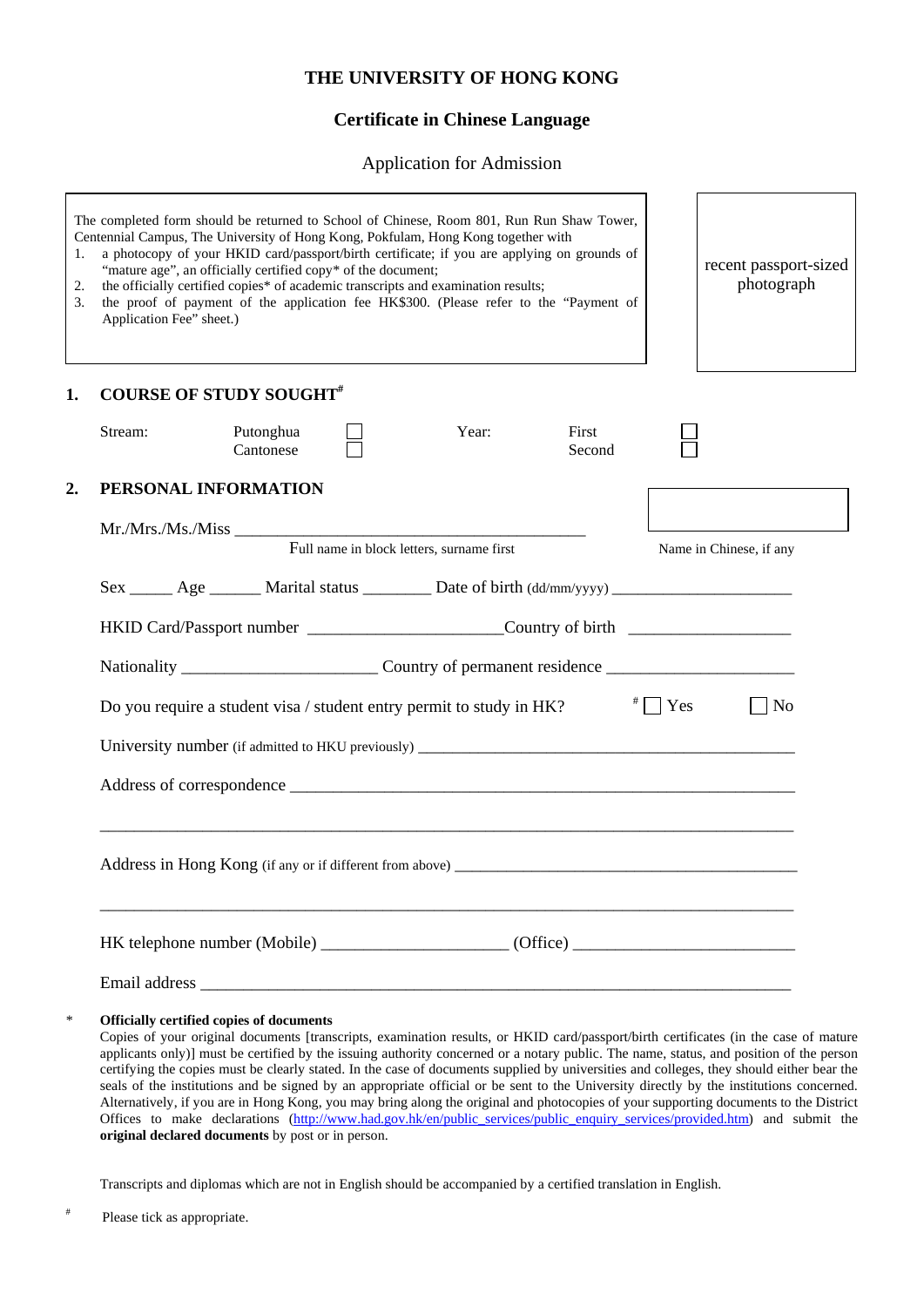# THE UNIVERSITY OF HONG KONG

## Certificate in Chinese Language

Application for Admission

The completed form should be returned to School of Chinese, Room 801, Run Run Shaw Tower, Centennial Campus, The University of Hong Kong, Pokfulam, Hong Kong together with

1. a photocopy of your HKID card/passport/birth certificate; if you are applying on grounds of "mature age", an officially certified copy* of the document;
2. the officially certified copies* of academic transcripts and examination results;
3. the proof of payment of the application fee HK$300. (Please refer to the "Payment of Application Fee" sheet.)

recent passport-sized photograph

## 1. COURSE OF STUDY SOUGHT#

Stream: Putonghua ☐ Cantonese ☐ Year: First ☐ Second ☐

## 2. PERSONAL INFORMATION

Mr./Mrs./Ms./Miss ________________________________________
Full name in block letters, surname first

Name in Chinese, if any

Sex _____ Age ______ Marital status ________ Date of birth (dd/mm/yyyy) _____________________

HKID Card/Passport number ______________________ Country of birth ___________________

Nationality ______________________ Country of permanent residence _____________________

Do you require a student visa / student entry permit to study in HK? # ☐ Yes ☐ No

University number (if admitted to HKU previously) _____________________________________________

Address of correspondence ___________________________________________________________

_________________________________________________________________________________

Address in Hong Kong (if any or if different from above) ________________________________________

_________________________________________________________________________________

HK telephone number (Mobile) _____________________ (Office) _________________________

Email address ______________________________________________________________________

\* **Officially certified copies of documents**
Copies of your original documents [transcripts, examination results, or HKID card/passport/birth certificates (in the case of mature applicants only)] must be certified by the issuing authority concerned or a notary public. The name, status, and position of the person certifying the copies must be clearly stated. In the case of documents supplied by universities and colleges, they should either bear the seals of the institutions and be signed by an appropriate official or be sent to the University directly by the institutions concerned. Alternatively, if you are in Hong Kong, you may bring along the original and photocopies of your supporting documents to the District Offices to make declarations (http://www.had.gov.hk/en/public_services/public_enquiry_services/provided.htm) and submit the **original declared documents** by post or in person.

Transcripts and diplomas which are not in English should be accompanied by a certified translation in English.

\# Please tick as appropriate.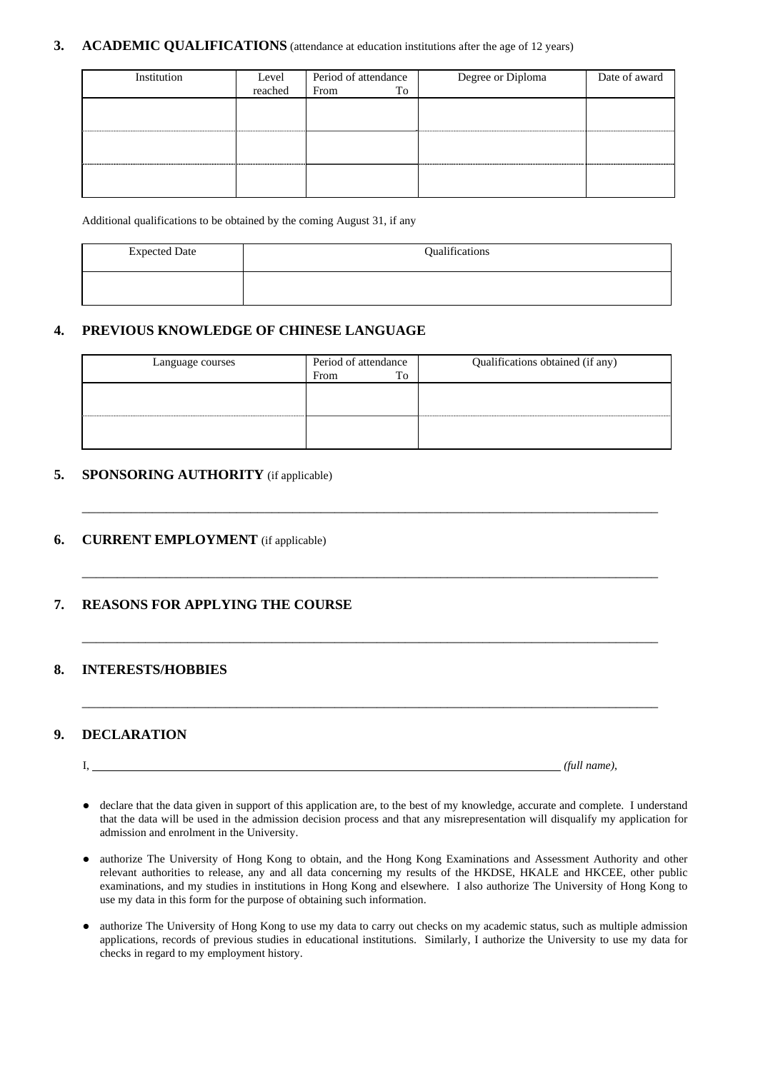## 3. ACADEMIC QUALIFICATIONS (attendance at education institutions after the age of 12 years)

| Institution | Level reached | Period of attendance From To | Degree or Diploma | Date of award |
|---|---|---|---|---|
| | | | | |
| | | | | |
| | | | | |

Additional qualifications to be obtained by the coming August 31, if any

| Expected Date | Qualifications |
|---|---|
| | |

## 4. PREVIOUS KNOWLEDGE OF CHINESE LANGUAGE

| Language courses | Period of attendance From To | Qualifications obtained (if any) |
|---|---|---|
| | | |
| | | |

## 5. SPONSORING AUTHORITY (if applicable)

\_\_\_\_\_\_\_\_\_\_\_\_\_\_\_\_\_\_\_\_\_\_\_\_\_\_\_\_\_\_\_\_\_\_\_\_\_\_\_\_\_\_\_\_\_\_\_\_

## 6. CURRENT EMPLOYMENT (if applicable)

\_\_\_\_\_\_\_\_\_\_\_\_\_\_\_\_\_\_\_\_\_\_\_\_\_\_\_\_\_\_\_\_\_\_\_\_\_\_\_\_\_\_\_\_\_\_\_\_

## 7. REASONS FOR APPLYING THE COURSE

\_\_\_\_\_\_\_\_\_\_\_\_\_\_\_\_\_\_\_\_\_\_\_\_\_\_\_\_\_\_\_\_\_\_\_\_\_\_\_\_\_\_\_\_\_\_\_\_

## 8. INTERESTS/HOBBIES

\_\_\_\_\_\_\_\_\_\_\_\_\_\_\_\_\_\_\_\_\_\_\_\_\_\_\_\_\_\_\_\_\_\_\_\_\_\_\_\_\_\_\_\_\_\_\_\_

## 9. DECLARATION

I, \_\_\_\_\_\_\_\_\_\_\_\_\_\_\_\_\_\_\_\_\_\_\_\_\_\_\_\_\_\_\_\_\_\_\_\_\_\_\_\_ *(full name)*,

- declare that the data given in support of this application are, to the best of my knowledge, accurate and complete. I understand that the data will be used in the admission decision process and that any misrepresentation will disqualify my application for admission and enrolment in the University.
- authorize The University of Hong Kong to obtain, and the Hong Kong Examinations and Assessment Authority and other relevant authorities to release, any and all data concerning my results of the HKDSE, HKALE and HKCEE, other public examinations, and my studies in institutions in Hong Kong and elsewhere. I also authorize The University of Hong Kong to use my data in this form for the purpose of obtaining such information.
- authorize The University of Hong Kong to use my data to carry out checks on my academic status, such as multiple admission applications, records of previous studies in educational institutions. Similarly, I authorize the University to use my data for checks in regard to my employment history.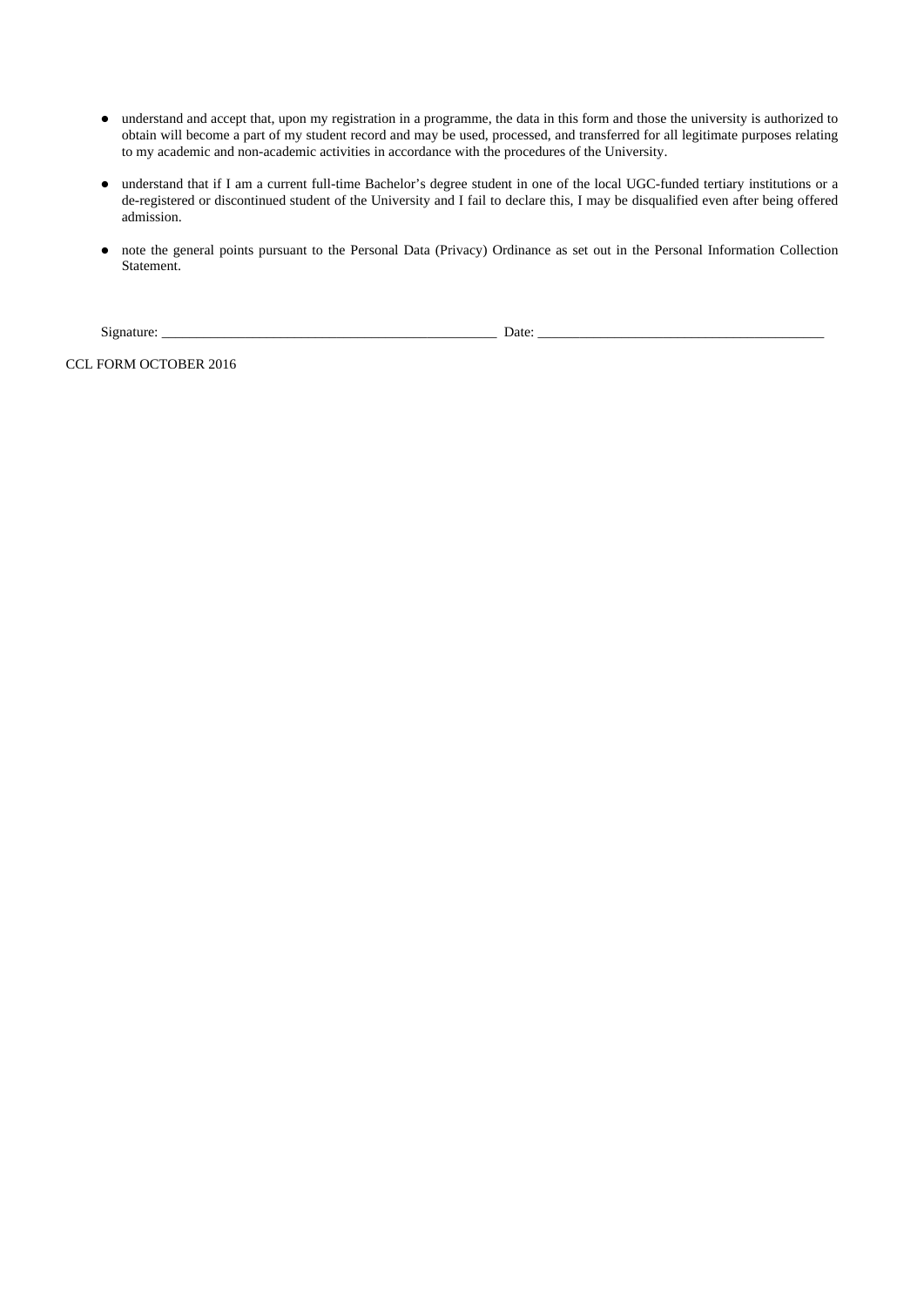- understand and accept that, upon my registration in a programme, the data in this form and those the university is authorized to obtain will become a part of my student record and may be used, processed, and transferred for all legitimate purposes relating to my academic and non-academic activities in accordance with the procedures of the University.

- understand that if I am a current full-time Bachelor's degree student in one of the local UGC-funded tertiary institutions or a de-registered or discontinued student of the University and I fail to declare this, I may be disqualified even after being offered admission.

- note the general points pursuant to the Personal Data (Privacy) Ordinance as set out in the Personal Information Collection Statement.

Signature: ________________________________________________ Date: __________________________________________

CCL FORM OCTOBER 2016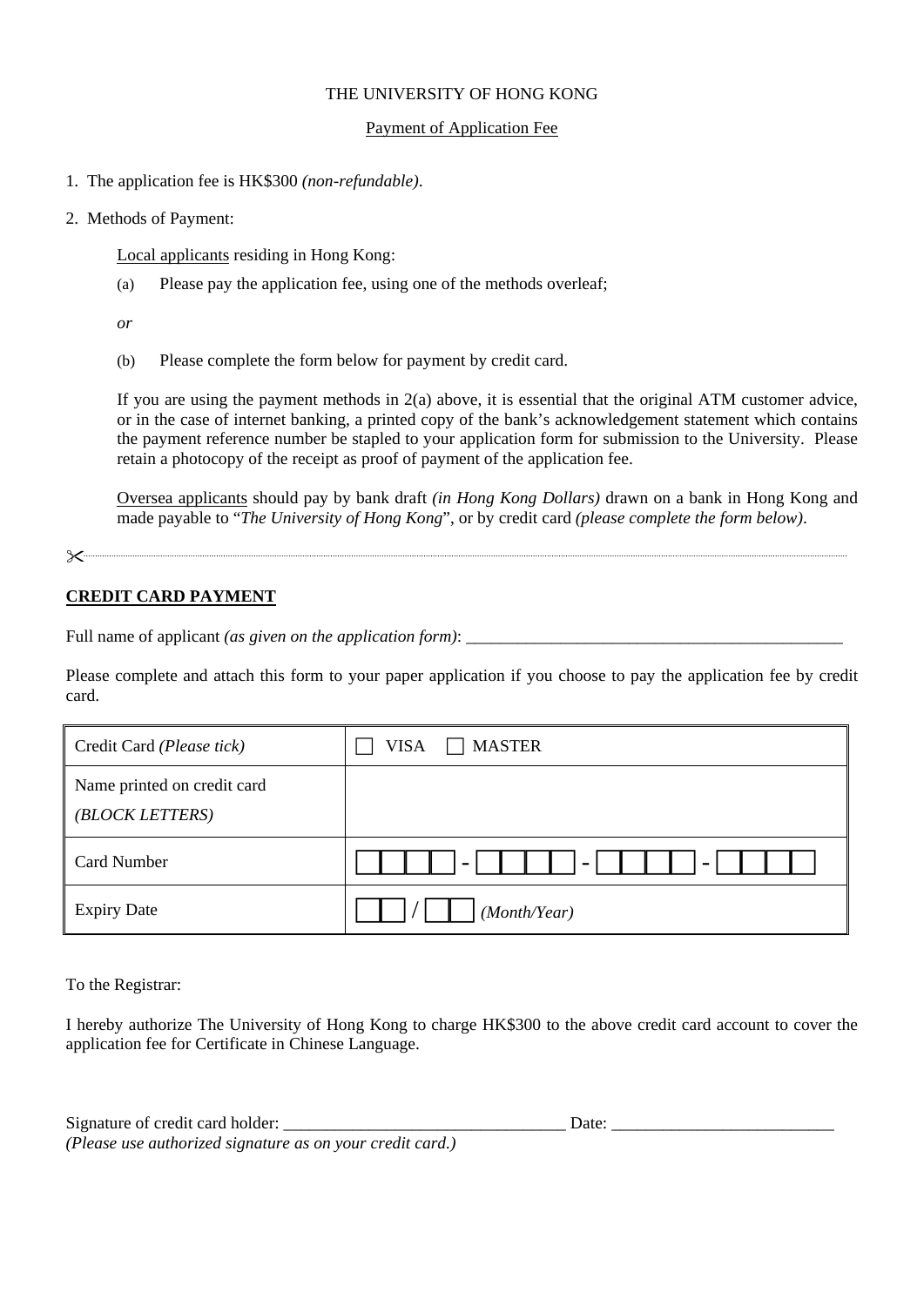THE UNIVERSITY OF HONG KONG

Payment of Application Fee

1. The application fee is HK$300 *(non-refundable)*.

2. Methods of Payment:

   Local applicants residing in Hong Kong:

   (a) Please pay the application fee, using one of the methods overleaf;

   *or*

   (b) Please complete the form below for payment by credit card.

   If you are using the payment methods in 2(a) above, it is essential that the original ATM customer advice, or in the case of internet banking, a printed copy of the bank's acknowledgement statement which contains the payment reference number be stapled to your application form for submission to the University. Please retain a photocopy of the receipt as proof of payment of the application fee.

   Oversea applicants should pay by bank draft *(in Hong Kong Dollars)* drawn on a bank in Hong Kong and made payable to "*The University of Hong Kong*", or by credit card *(please complete the form below)*.

✂ ..........................................................................................................................................................

**CREDIT CARD PAYMENT**

Full name of applicant *(as given on the application form)*: ____________________________________________

Please complete and attach this form to your paper application if you choose to pay the application fee by credit card.

| Credit Card *(Please tick)* | ☐ VISA ☐ MASTER |
|---|---|
| Name printed on credit card *(BLOCK LETTERS)* | |
| Card Number | ☐☐☐☐ - ☐☐☐☐ - ☐☐☐☐ - ☐☐☐☐ |
| Expiry Date | ☐☐ / ☐☐ *(Month/Year)* |

To the Registrar:

I hereby authorize The University of Hong Kong to charge HK$300 to the above credit card account to cover the application fee for Certificate in Chinese Language.

Signature of credit card holder: ________________________________ Date: _________________________
*(Please use authorized signature as on your credit card.)*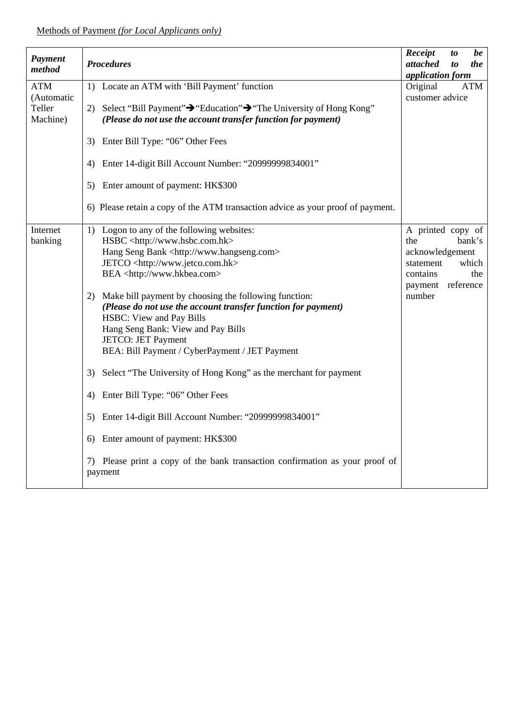<u>Methods of Payment *(for Local Applicants only)*</u>

| ***Payment method*** | ***Procedures*** | ***Receipt to be attached to the application form*** |
|---|---|---|
| ATM (Automatic Teller Machine) | 1) Locate an ATM with 'Bill Payment' function<br><br>2) Select "Bill Payment"➔"Education"➔"The University of Hong Kong" ***(Please do not use the account transfer function for payment)***<br><br>3) Enter Bill Type: "06" Other Fees<br><br>4) Enter 14-digit Bill Account Number: "20999999834001"<br><br>5) Enter amount of payment: HK$300<br><br>6) Please retain a copy of the ATM transaction advice as your proof of payment. | Original ATM customer advice |
| Internet banking | 1) Logon to any of the following websites:<br>HSBC <http://www.hsbc.com.hk><br>Hang Seng Bank <http://www.hangseng.com><br>JETCO <http://www.jetco.com.hk><br>BEA <http://www.hkbea.com><br><br>2) Make bill payment by choosing the following function:<br>***(Please do not use the account transfer function for payment)***<br>HSBC: View and Pay Bills<br>Hang Seng Bank: View and Pay Bills<br>JETCO: JET Payment<br>BEA: Bill Payment / CyberPayment / JET Payment<br><br>3) Select "The University of Hong Kong" as the merchant for payment<br><br>4) Enter Bill Type: "06" Other Fees<br><br>5) Enter 14-digit Bill Account Number: "20999999834001"<br><br>6) Enter amount of payment: HK$300<br><br>7) Please print a copy of the bank transaction confirmation as your proof of payment | A printed copy of the bank's acknowledgement statement which contains the payment reference number |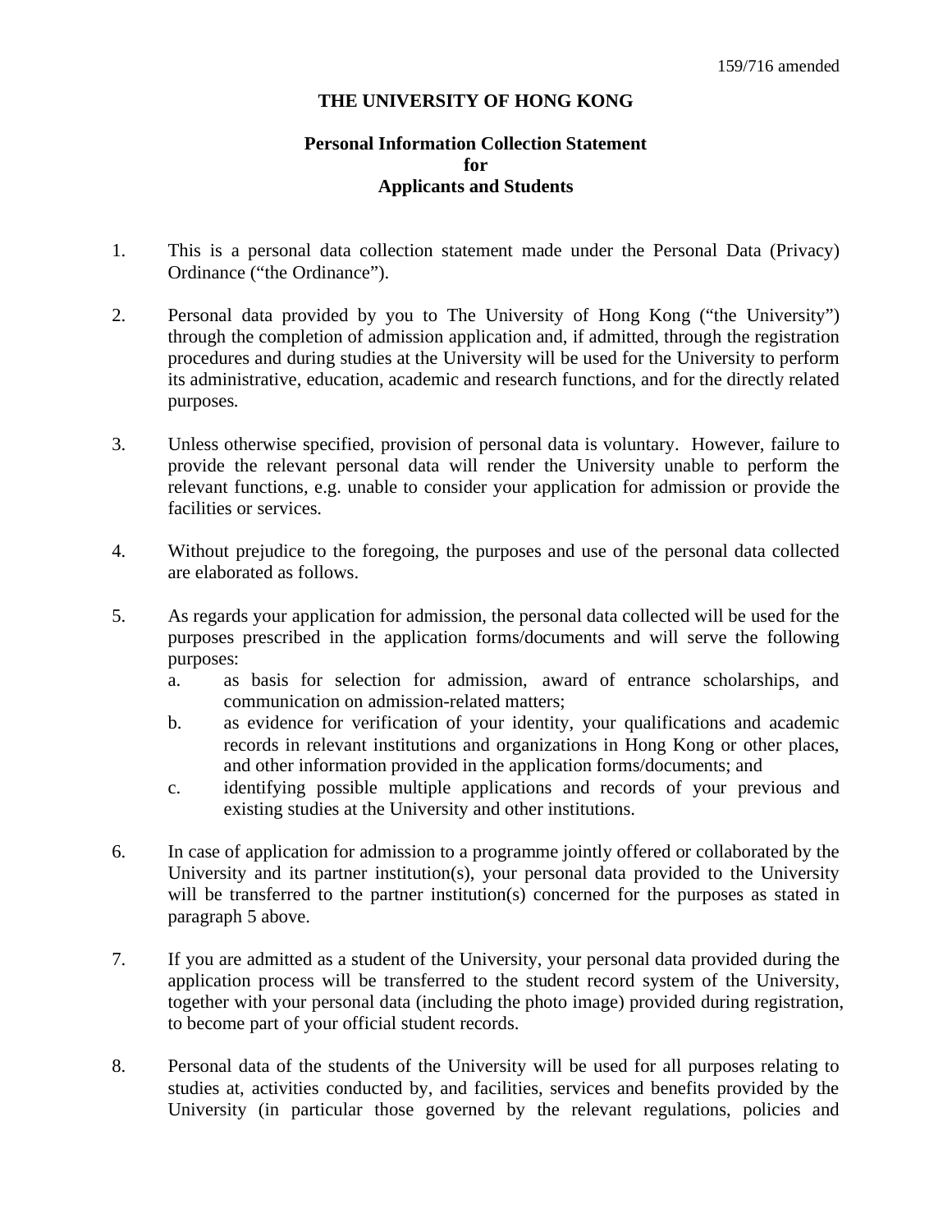159/716 amended

# THE UNIVERSITY OF HONG KONG

## Personal Information Collection Statement for Applicants and Students

1. This is a personal data collection statement made under the Personal Data (Privacy) Ordinance ("the Ordinance").

2. Personal data provided by you to The University of Hong Kong ("the University") through the completion of admission application and, if admitted, through the registration procedures and during studies at the University will be used for the University to perform its administrative, education, academic and research functions, and for the directly related purposes.

3. Unless otherwise specified, provision of personal data is voluntary. However, failure to provide the relevant personal data will render the University unable to perform the relevant functions, e.g. unable to consider your application for admission or provide the facilities or services.

4. Without prejudice to the foregoing, the purposes and use of the personal data collected are elaborated as follows.

5. As regards your application for admission, the personal data collected will be used for the purposes prescribed in the application forms/documents and will serve the following purposes:
   a. as basis for selection for admission, award of entrance scholarships, and communication on admission-related matters;
   b. as evidence for verification of your identity, your qualifications and academic records in relevant institutions and organizations in Hong Kong or other places, and other information provided in the application forms/documents; and
   c. identifying possible multiple applications and records of your previous and existing studies at the University and other institutions.

6. In case of application for admission to a programme jointly offered or collaborated by the University and its partner institution(s), your personal data provided to the University will be transferred to the partner institution(s) concerned for the purposes as stated in paragraph 5 above.

7. If you are admitted as a student of the University, your personal data provided during the application process will be transferred to the student record system of the University, together with your personal data (including the photo image) provided during registration, to become part of your official student records.

8. Personal data of the students of the University will be used for all purposes relating to studies at, activities conducted by, and facilities, services and benefits provided by the University (in particular those governed by the relevant regulations, policies and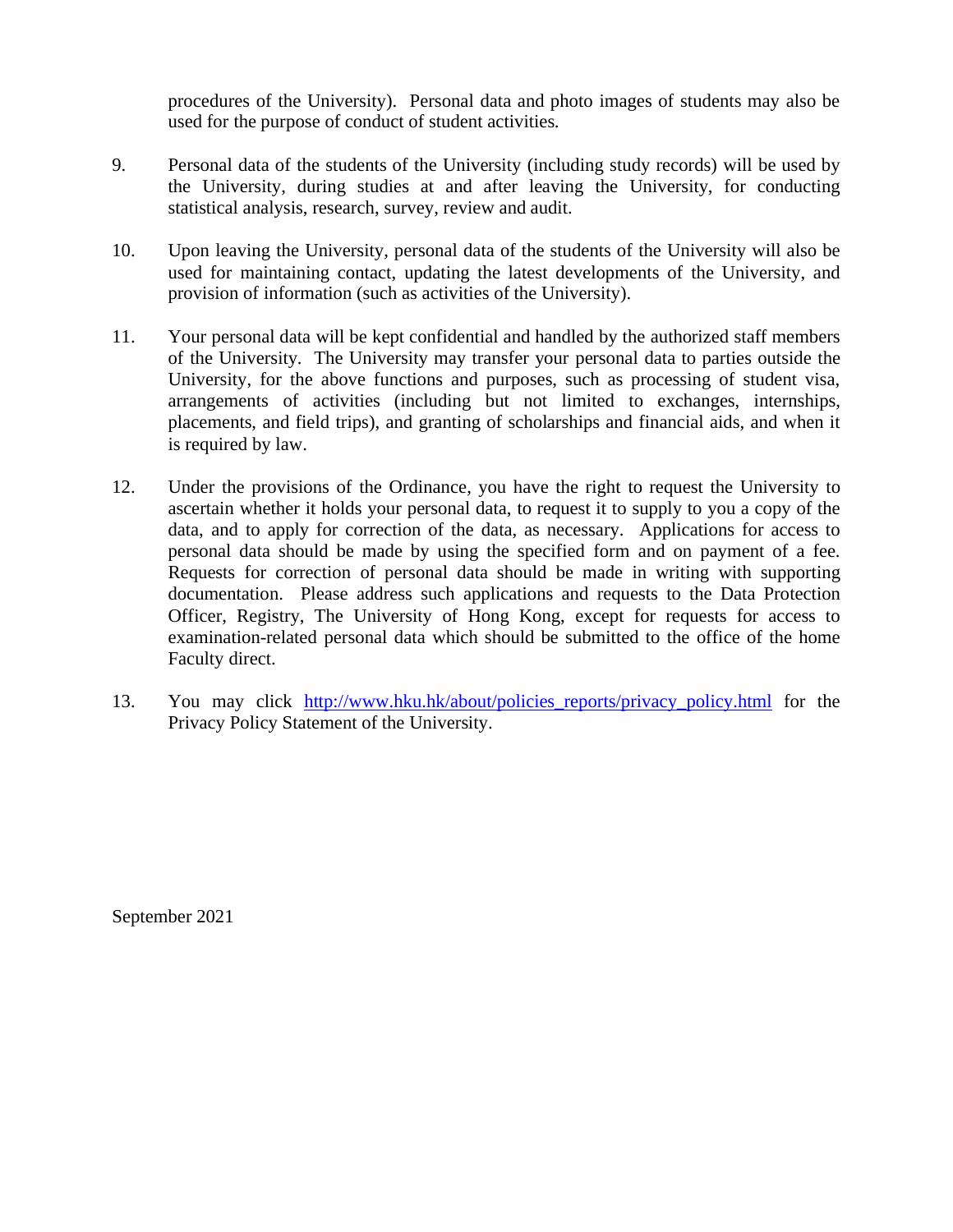procedures of the University). Personal data and photo images of students may also be used for the purpose of conduct of student activities.

9. Personal data of the students of the University (including study records) will be used by the University, during studies at and after leaving the University, for conducting statistical analysis, research, survey, review and audit.

10. Upon leaving the University, personal data of the students of the University will also be used for maintaining contact, updating the latest developments of the University, and provision of information (such as activities of the University).

11. Your personal data will be kept confidential and handled by the authorized staff members of the University. The University may transfer your personal data to parties outside the University, for the above functions and purposes, such as processing of student visa, arrangements of activities (including but not limited to exchanges, internships, placements, and field trips), and granting of scholarships and financial aids, and when it is required by law.

12. Under the provisions of the Ordinance, you have the right to request the University to ascertain whether it holds your personal data, to request it to supply to you a copy of the data, and to apply for correction of the data, as necessary. Applications for access to personal data should be made by using the specified form and on payment of a fee. Requests for correction of personal data should be made in writing with supporting documentation. Please address such applications and requests to the Data Protection Officer, Registry, The University of Hong Kong, except for requests for access to examination-related personal data which should be submitted to the office of the home Faculty direct.

13. You may click [http://www.hku.hk/about/policies_reports/privacy_policy.html](http://www.hku.hk/about/policies_reports/privacy_policy.html) for the Privacy Policy Statement of the University.

September 2021